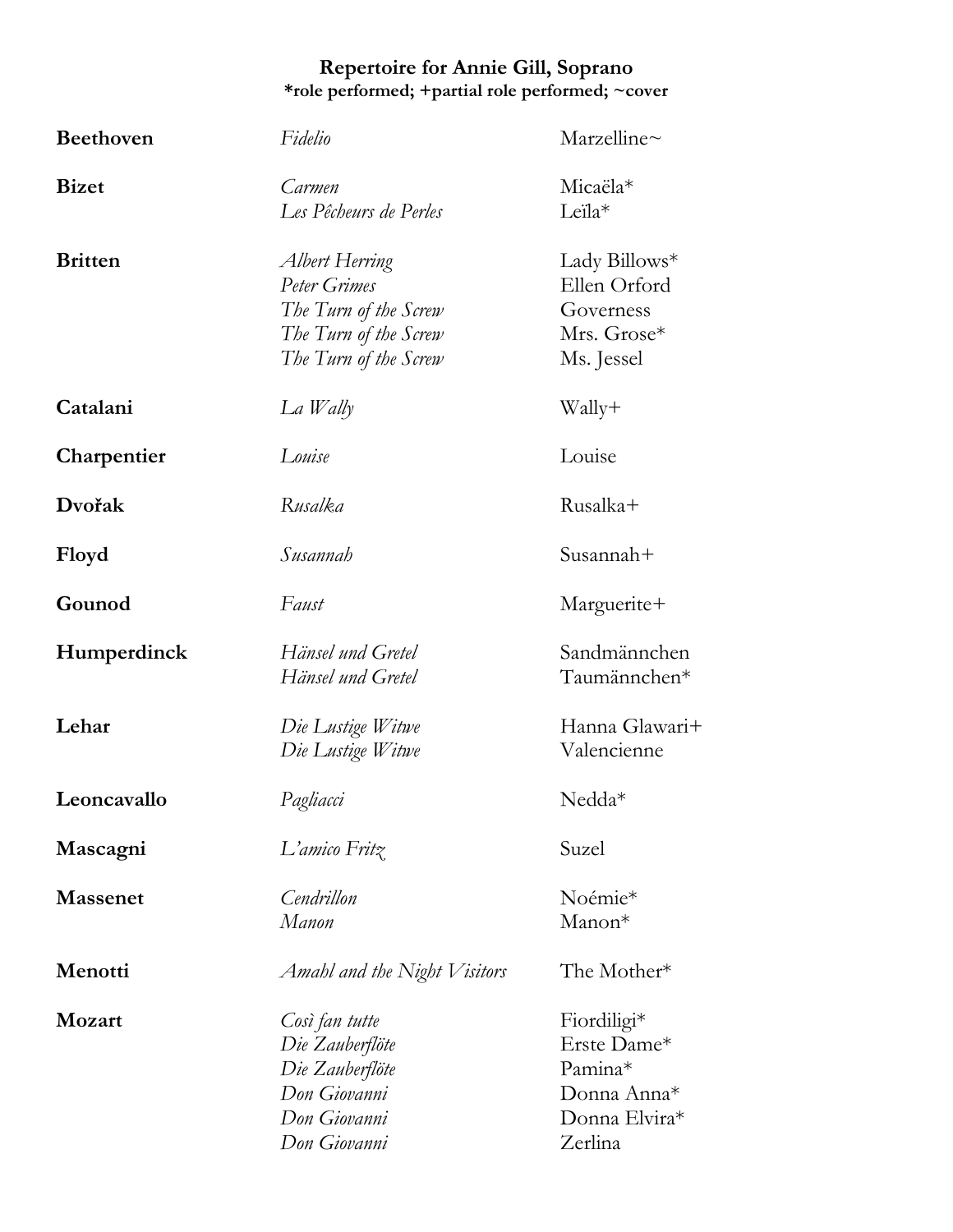# Repertoire for Annie Gill, Soprano

**\*role performed; +partial role performed; ~cover**

| Composer | Opera | Role |
|---|---|---|
| **Beethoven** | *Fidelio* | Marzelline~ |
| **Bizet** | *Carmen* | Micaëla* |
| | *Les Pêcheurs de Perles* | Leïla* |
| **Britten** | *Albert Herring* | Lady Billows* |
| | *Peter Grimes* | Ellen Orford |
| | *The Turn of the Screw* | Governess |
| | *The Turn of the Screw* | Mrs. Grose* |
| | *The Turn of the Screw* | Ms. Jessel |
| **Catalani** | *La Wally* | Wally+ |
| **Charpentier** | *Louise* | Louise |
| **Dvořak** | *Rusalka* | Rusalka+ |
| **Floyd** | *Susannah* | Susannah+ |
| **Gounod** | *Faust* | Marguerite+ |
| **Humperdinck** | *Hänsel und Gretel* | Sandmännchen |
| | *Hänsel und Gretel* | Taumännchen* |
| **Lehar** | *Die Lustige Witwe* | Hanna Glawari+ |
| | *Die Lustige Witwe* | Valencienne |
| **Leoncavallo** | *Pagliacci* | Nedda* |
| **Mascagni** | *L'amico Fritz* | Suzel |
| **Massenet** | *Cendrillon* | Noémie* |
| | *Manon* | Manon* |
| **Menotti** | *Amahl and the Night Visitors* | The Mother* |
| **Mozart** | *Così fan tutte* | Fiordiligi* |
| | *Die Zauberflöte* | Erste Dame* |
| | *Die Zauberflöte* | Pamina* |
| | *Don Giovanni* | Donna Anna* |
| | *Don Giovanni* | Donna Elvira* |
| | *Don Giovanni* | Zerlina |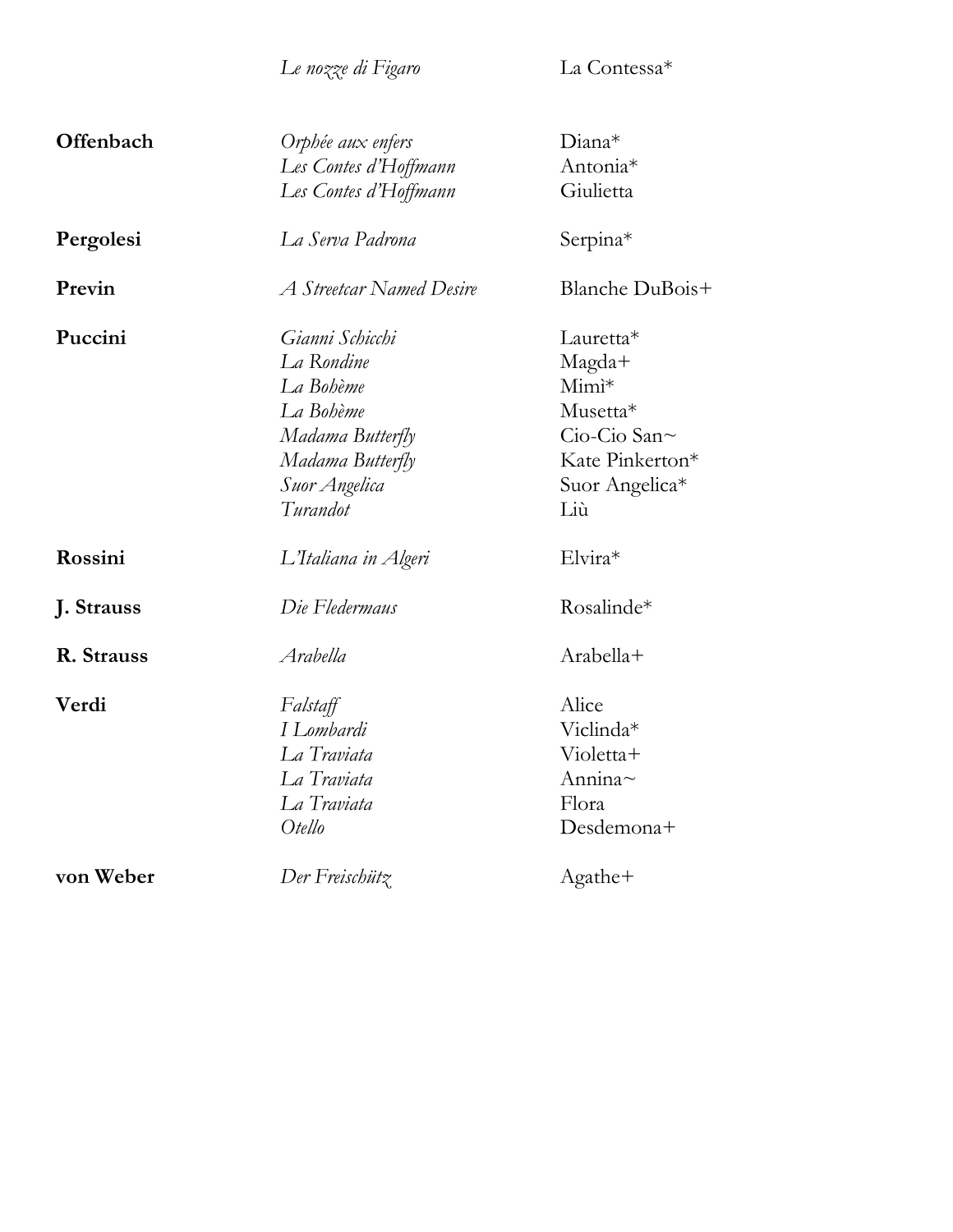| | | |
|---|---|---|
| | *Le nozze di Figaro* | La Contessa* |
| **Offenbach** | *Orphée aux enfers* | Diana* |
| | *Les Contes d'Hoffmann* | Antonia* |
| | *Les Contes d'Hoffmann* | Giulietta |
| **Pergolesi** | *La Serva Padrona* | Serpina* |
| **Previn** | *A Streetcar Named Desire* | Blanche DuBois+ |
| **Puccini** | *Gianni Schicchi* | Lauretta* |
| | *La Rondine* | Magda+ |
| | *La Bohème* | Mimì* |
| | *La Bohème* | Musetta* |
| | *Madama Butterfly* | Cio-Cio San~ |
| | *Madama Butterfly* | Kate Pinkerton* |
| | *Suor Angelica* | Suor Angelica* |
| | *Turandot* | Liù |
| **Rossini** | *L'Italiana in Algeri* | Elvira* |
| **J. Strauss** | *Die Fledermaus* | Rosalinde* |
| **R. Strauss** | *Arabella* | Arabella+ |
| **Verdi** | *Falstaff* | Alice |
| | *I Lombardi* | Viclinda* |
| | *La Traviata* | Violetta+ |
| | *La Traviata* | Annina~ |
| | *La Traviata* | Flora |
| | *Otello* | Desdemona+ |
| **von Weber** | *Der Freischütz* | Agathe+ |